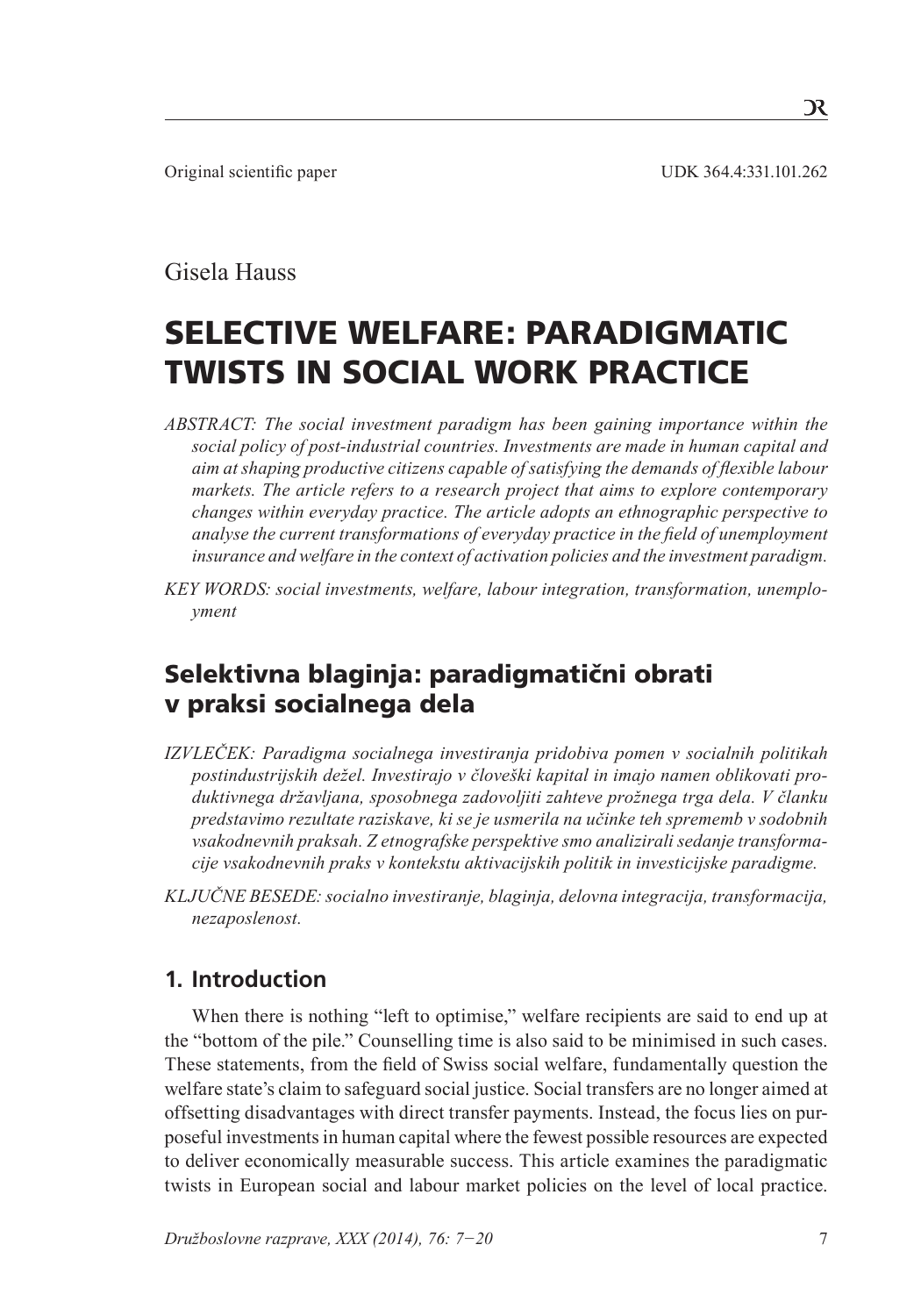Original scientific paper UDK 364.4:331.101.262

Gisela Hauss

# SELECTIVE WELFARE: PARADIGMATIC TWISTS IN SOCIAL WORK PRACTICE

*ABSTRACT: The social investment paradigm has been gaining importance within the social policy of post-industrial countries. Investments are made in human capital and aim at shaping productive citizens capable of satisfying the demands of flexible labour markets. The article refers to a research project that aims to explore contemporary changes within everyday practice. The article adopts an ethnographic perspective to analyse the current transformations of everyday practice in the field of unemployment insurance and welfare in the context of activation policies and the investment paradigm.*

*KEY WORDS: social investments, welfare, labour integration, transformation, unemployment*

## Selektivna blaginja: paradigmatični obrati v praksi socialnega dela

*IZVLEČEK: Paradigma socialnega investiranja pridobiva pomen v socialnih politikah postindustrijskih dežel. Investirajo v človeški kapital in imajo namen oblikovati produktivnega državljana, sposobnega zadovoljiti zahteve prožnega trga dela. V članku predstavimo rezultate raziskave, ki se je usmerila na učinke teh sprememb v sodobnih vsakodnevnih praksah. Z etnografske perspektive smo analizirali sedanje transformacije vsakodnevnih praks v kontekstu aktivacijskih politik in investicijske paradigme.*

*KLJUČNE BESEDE: socialno investiranje, blaginja, delovna integracija, transformacija, nezaposlenost.*

## 1. Introduction

When there is nothing "left to optimise," welfare recipients are said to end up at the "bottom of the pile." Counselling time is also said to be minimised in such cases. These statements, from the field of Swiss social welfare, fundamentally question the welfare state's claim to safeguard social justice. Social transfers are no longer aimed at offsetting disadvantages with direct transfer payments. Instead, the focus lies on purposeful investments in human capital where the fewest possible resources are expected to deliver economically measurable success. This article examines the paradigmatic twists in European social and labour market policies on the level of local practice.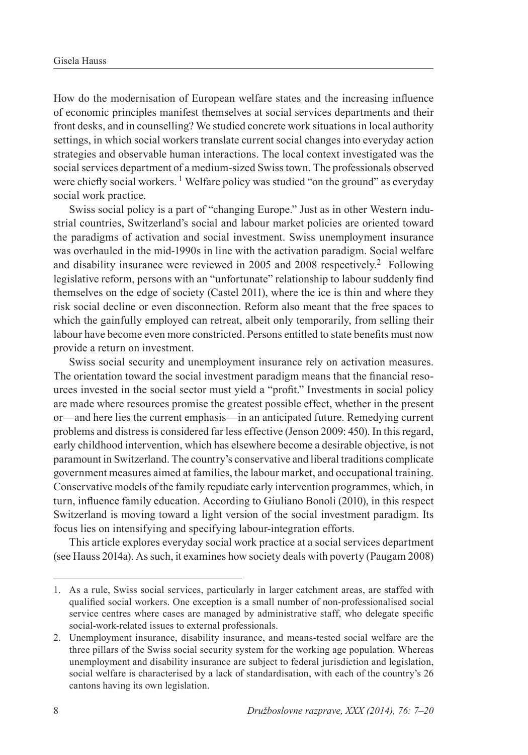How do the modernisation of European welfare states and the increasing influence of economic principles manifest themselves at social services departments and their front desks, and in counselling? We studied concrete work situations in local authority settings, in which social workers translate current social changes into everyday action strategies and observable human interactions. The local context investigated was the social services department of a medium-sized Swiss town. The professionals observed were chiefly social workers. [1] Welfare policy was studied "on the ground" as everyday social work practice.

Swiss social policy is a part of "changing Europe." Just as in other Western industrial countries, Switzerland's social and labour market policies are oriented toward the paradigms of activation and social investment. Swiss unemployment insurance was overhauled in the mid-1990s in line with the activation paradigm. Social welfare and disability insurance were reviewed in 2005 and 2008 respectively.[2] Following legislative reform, persons with an "unfortunate" relationship to labour suddenly find themselves on the edge of society (Castel 2011), where the ice is thin and where they risk social decline or even disconnection. Reform also meant that the free spaces to which the gainfully employed can retreat, albeit only temporarily, from selling their labour have become even more constricted. Persons entitled to state benefits must now provide a return on investment.

Swiss social security and unemployment insurance rely on activation measures. The orientation toward the social investment paradigm means that the financial resources invested in the social sector must yield a "profit." Investments in social policy are made where resources promise the greatest possible effect, whether in the present or—and here lies the current emphasis—in an anticipated future. Remedying current problems and distress is considered far less effective (Jenson 2009: 450). In this regard, early childhood intervention, which has elsewhere become a desirable objective, is not paramount in Switzerland. The country's conservative and liberal traditions complicate government measures aimed at families, the labour market, and occupational training. Conservative models of the family repudiate early intervention programmes, which, in turn, influence family education. According to Giuliano Bonoli (2010), in this respect Switzerland is moving toward a light version of the social investment paradigm. Its focus lies on intensifying and specifying labour-integration efforts.

This article explores everyday social work practice at a social services department (see Hauss 2014a). As such, it examines how society deals with poverty (Paugam 2008)

1. As a rule, Swiss social services, particularly in larger catchment areas, are staffed with qualified social workers. One exception is a small number of non-professionalised social service centres where cases are managed by administrative staff, who delegate specific social-work-related issues to external professionals.
2. Unemployment insurance, disability insurance, and means-tested social welfare are the three pillars of the Swiss social security system for the working age population. Whereas unemployment and disability insurance are subject to federal jurisdiction and legislation, social welfare is characterised by a lack of standardisation, with each of the country's 26 cantons having its own legislation.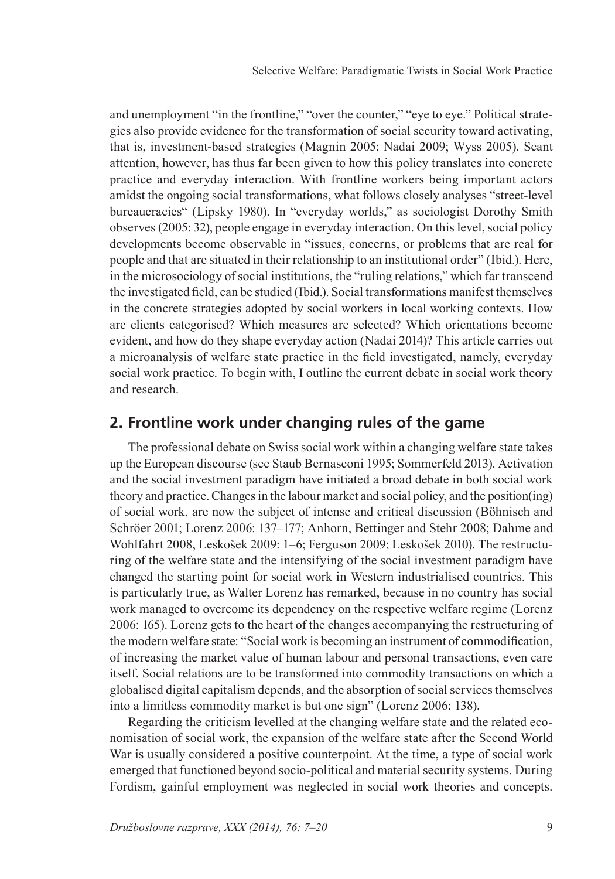and unemployment "in the frontline," "over the counter," "eye to eye." Political strategies also provide evidence for the transformation of social security toward activating, that is, investment-based strategies (Magnin 2005; Nadai 2009; Wyss 2005). Scant attention, however, has thus far been given to how this policy translates into concrete practice and everyday interaction. With frontline workers being important actors amidst the ongoing social transformations, what follows closely analyses "street-level bureaucracies" (Lipsky 1980). In "everyday worlds," as sociologist Dorothy Smith observes (2005: 32), people engage in everyday interaction. On this level, social policy developments become observable in "issues, concerns, or problems that are real for people and that are situated in their relationship to an institutional order" (Ibid.). Here, in the microsociology of social institutions, the "ruling relations," which far transcend the investigated field, can be studied (Ibid.). Social transformations manifest themselves in the concrete strategies adopted by social workers in local working contexts. How are clients categorised? Which measures are selected? Which orientations become evident, and how do they shape everyday action (Nadai 2014)? This article carries out a microanalysis of welfare state practice in the field investigated, namely, everyday social work practice. To begin with, I outline the current debate in social work theory and research.

## 2. Frontline work under changing rules of the game

The professional debate on Swiss social work within a changing welfare state takes up the European discourse (see Staub Bernasconi 1995; Sommerfeld 2013). Activation and the social investment paradigm have initiated a broad debate in both social work theory and practice. Changes in the labour market and social policy, and the position(ing) of social work, are now the subject of intense and critical discussion (Böhnisch and Schröer 2001; Lorenz 2006: 137–177; Anhorn, Bettinger and Stehr 2008; Dahme and Wohlfahrt 2008, Leskošek 2009: 1–6; Ferguson 2009; Leskošek 2010). The restructuring of the welfare state and the intensifying of the social investment paradigm have changed the starting point for social work in Western industrialised countries. This is particularly true, as Walter Lorenz has remarked, because in no country has social work managed to overcome its dependency on the respective welfare regime (Lorenz 2006: 165). Lorenz gets to the heart of the changes accompanying the restructuring of the modern welfare state: "Social work is becoming an instrument of commodification, of increasing the market value of human labour and personal transactions, even care itself. Social relations are to be transformed into commodity transactions on which a globalised digital capitalism depends, and the absorption of social services themselves into a limitless commodity market is but one sign" (Lorenz 2006: 138).

Regarding the criticism levelled at the changing welfare state and the related economisation of social work, the expansion of the welfare state after the Second World War is usually considered a positive counterpoint. At the time, a type of social work emerged that functioned beyond socio-political and material security systems. During Fordism, gainful employment was neglected in social work theories and concepts.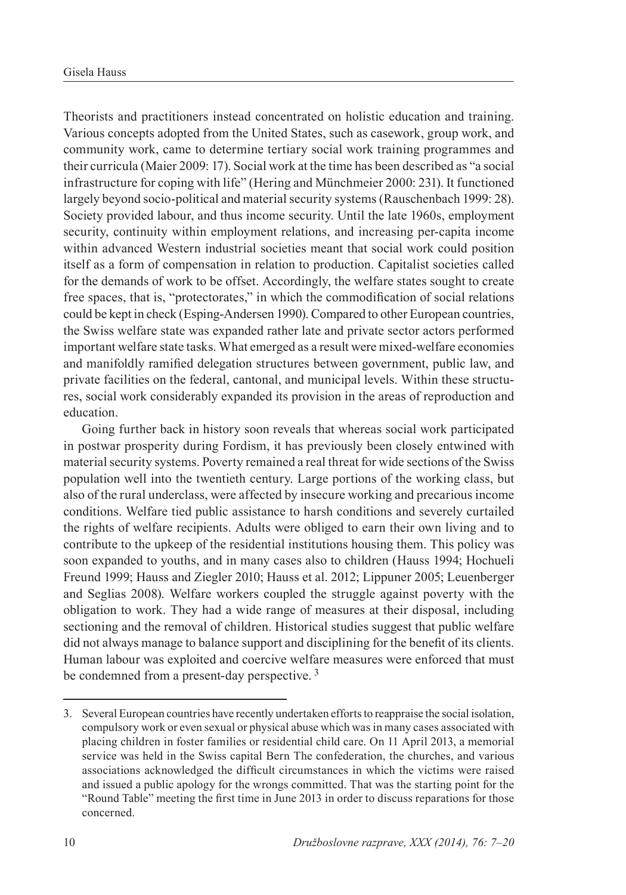Theorists and practitioners instead concentrated on holistic education and training. Various concepts adopted from the United States, such as casework, group work, and community work, came to determine tertiary social work training programmes and their curricula (Maier 2009: 17). Social work at the time has been described as "a social infrastructure for coping with life" (Hering and Münchmeier 2000: 231). It functioned largely beyond socio-political and material security systems (Rauschenbach 1999: 28). Society provided labour, and thus income security. Until the late 1960s, employment security, continuity within employment relations, and increasing per-capita income within advanced Western industrial societies meant that social work could position itself as a form of compensation in relation to production. Capitalist societies called for the demands of work to be offset. Accordingly, the welfare states sought to create free spaces, that is, "protectorates," in which the commodification of social relations could be kept in check (Esping-Andersen 1990). Compared to other European countries, the Swiss welfare state was expanded rather late and private sector actors performed important welfare state tasks. What emerged as a result were mixed-welfare economies and manifoldly ramified delegation structures between government, public law, and private facilities on the federal, cantonal, and municipal levels. Within these structures, social work considerably expanded its provision in the areas of reproduction and education.

Going further back in history soon reveals that whereas social work participated in postwar prosperity during Fordism, it has previously been closely entwined with material security systems. Poverty remained a real threat for wide sections of the Swiss population well into the twentieth century. Large portions of the working class, but also of the rural underclass, were affected by insecure working and precarious income conditions. Welfare tied public assistance to harsh conditions and severely curtailed the rights of welfare recipients. Adults were obliged to earn their own living and to contribute to the upkeep of the residential institutions housing them. This policy was soon expanded to youths, and in many cases also to children (Hauss 1994; Hochueli Freund 1999; Hauss and Ziegler 2010; Hauss et al. 2012; Lippuner 2005; Leuenberger and Seglias 2008). Welfare workers coupled the struggle against poverty with the obligation to work. They had a wide range of measures at their disposal, including sectioning and the removal of children. Historical studies suggest that public welfare did not always manage to balance support and disciplining for the benefit of its clients. Human labour was exploited and coercive welfare measures were enforced that must be condemned from a present-day perspective. [3]

---

3. Several European countries have recently undertaken efforts to reappraise the social isolation, compulsory work or even sexual or physical abuse which was in many cases associated with placing children in foster families or residential child care. On 11 April 2013, a memorial service was held in the Swiss capital Bern The confederation, the churches, and various associations acknowledged the difficult circumstances in which the victims were raised and issued a public apology for the wrongs committed. That was the starting point for the "Round Table" meeting the first time in June 2013 in order to discuss reparations for those concerned.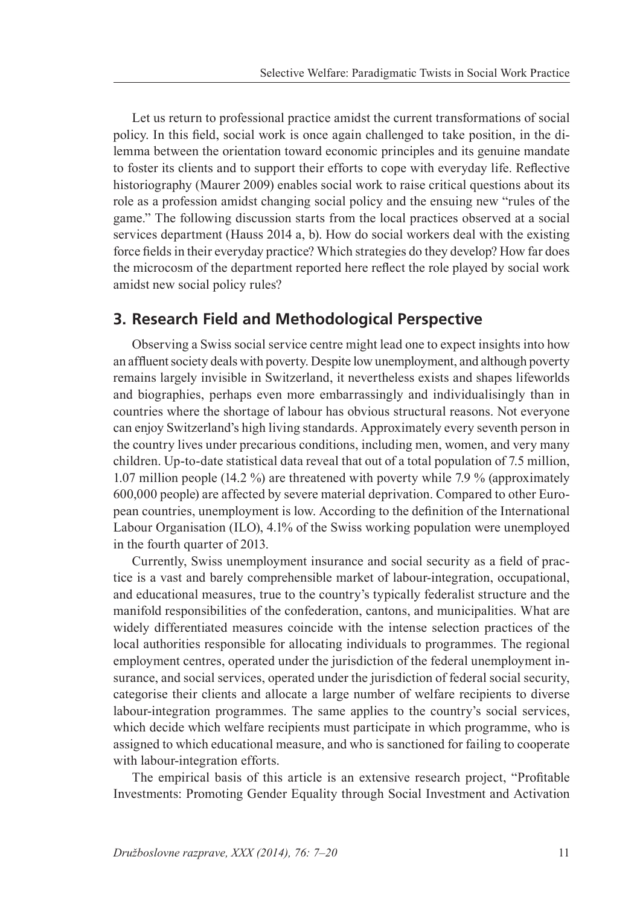Let us return to professional practice amidst the current transformations of social policy. In this field, social work is once again challenged to take position, in the dilemma between the orientation toward economic principles and its genuine mandate to foster its clients and to support their efforts to cope with everyday life. Reflective historiography (Maurer 2009) enables social work to raise critical questions about its role as a profession amidst changing social policy and the ensuing new "rules of the game." The following discussion starts from the local practices observed at a social services department (Hauss 2014 a, b). How do social workers deal with the existing force fields in their everyday practice? Which strategies do they develop? How far does the microcosm of the department reported here reflect the role played by social work amidst new social policy rules?

## 3. Research Field and Methodological Perspective

Observing a Swiss social service centre might lead one to expect insights into how an affluent society deals with poverty. Despite low unemployment, and although poverty remains largely invisible in Switzerland, it nevertheless exists and shapes lifeworlds and biographies, perhaps even more embarrassingly and individualisingly than in countries where the shortage of labour has obvious structural reasons. Not everyone can enjoy Switzerland's high living standards. Approximately every seventh person in the country lives under precarious conditions, including men, women, and very many children. Up-to-date statistical data reveal that out of a total population of 7.5 million, 1.07 million people (14.2 %) are threatened with poverty while 7.9 % (approximately 600,000 people) are affected by severe material deprivation. Compared to other European countries, unemployment is low. According to the definition of the International Labour Organisation (ILO), 4.1% of the Swiss working population were unemployed in the fourth quarter of 2013.

Currently, Swiss unemployment insurance and social security as a field of practice is a vast and barely comprehensible market of labour-integration, occupational, and educational measures, true to the country's typically federalist structure and the manifold responsibilities of the confederation, cantons, and municipalities. What are widely differentiated measures coincide with the intense selection practices of the local authorities responsible for allocating individuals to programmes. The regional employment centres, operated under the jurisdiction of the federal unemployment insurance, and social services, operated under the jurisdiction of federal social security, categorise their clients and allocate a large number of welfare recipients to diverse labour-integration programmes. The same applies to the country's social services, which decide which welfare recipients must participate in which programme, who is assigned to which educational measure, and who is sanctioned for failing to cooperate with labour-integration efforts.

The empirical basis of this article is an extensive research project, "Profitable Investments: Promoting Gender Equality through Social Investment and Activation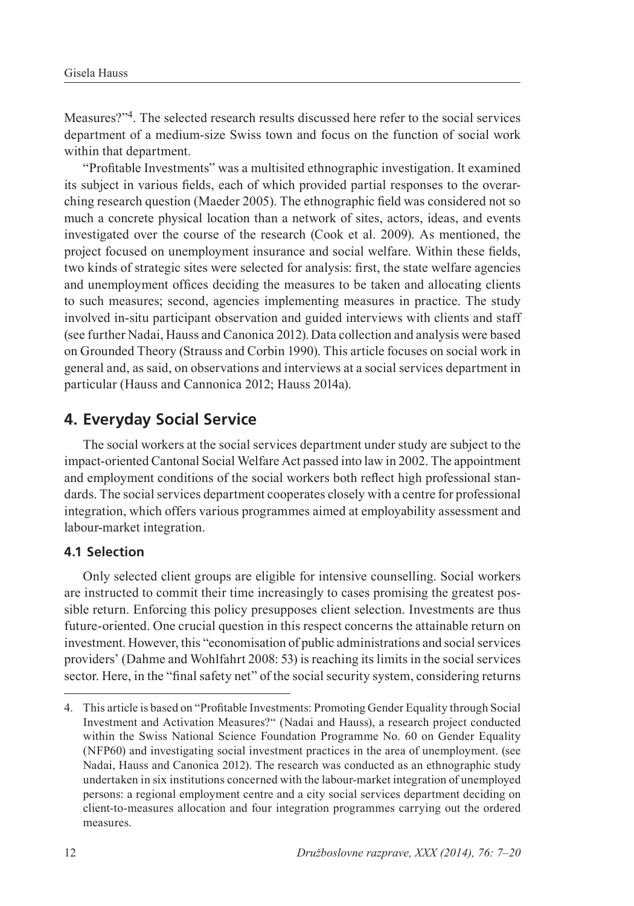Measures?"[4]. The selected research results discussed here refer to the social services department of a medium-size Swiss town and focus on the function of social work within that department.

"Profitable Investments" was a multisited ethnographic investigation. It examined its subject in various fields, each of which provided partial responses to the overarching research question (Maeder 2005). The ethnographic field was considered not so much a concrete physical location than a network of sites, actors, ideas, and events investigated over the course of the research (Cook et al. 2009). As mentioned, the project focused on unemployment insurance and social welfare. Within these fields, two kinds of strategic sites were selected for analysis: first, the state welfare agencies and unemployment offices deciding the measures to be taken and allocating clients to such measures; second, agencies implementing measures in practice. The study involved in-situ participant observation and guided interviews with clients and staff (see further Nadai, Hauss and Canonica 2012). Data collection and analysis were based on Grounded Theory (Strauss and Corbin 1990). This article focuses on social work in general and, as said, on observations and interviews at a social services department in particular (Hauss and Cannonica 2012; Hauss 2014a).

## 4. Everyday Social Service

The social workers at the social services department under study are subject to the impact-oriented Cantonal Social Welfare Act passed into law in 2002. The appointment and employment conditions of the social workers both reflect high professional standards. The social services department cooperates closely with a centre for professional integration, which offers various programmes aimed at employability assessment and labour-market integration.

### 4.1 Selection

Only selected client groups are eligible for intensive counselling. Social workers are instructed to commit their time increasingly to cases promising the greatest possible return. Enforcing this policy presupposes client selection. Investments are thus future-oriented. One crucial question in this respect concerns the attainable return on investment. However, this "economisation of public administrations and social services providers' (Dahme and Wohlfahrt 2008: 53) is reaching its limits in the social services sector. Here, in the "final safety net" of the social security system, considering returns

---

4. This article is based on "Profitable Investments: Promoting Gender Equality through Social Investment and Activation Measures?" (Nadai and Hauss), a research project conducted within the Swiss National Science Foundation Programme No. 60 on Gender Equality (NFP60) and investigating social investment practices in the area of unemployment. (see Nadai, Hauss and Canonica 2012). The research was conducted as an ethnographic study undertaken in six institutions concerned with the labour-market integration of unemployed persons: a regional employment centre and a city social services department deciding on client-to-measures allocation and four integration programmes carrying out the ordered measures.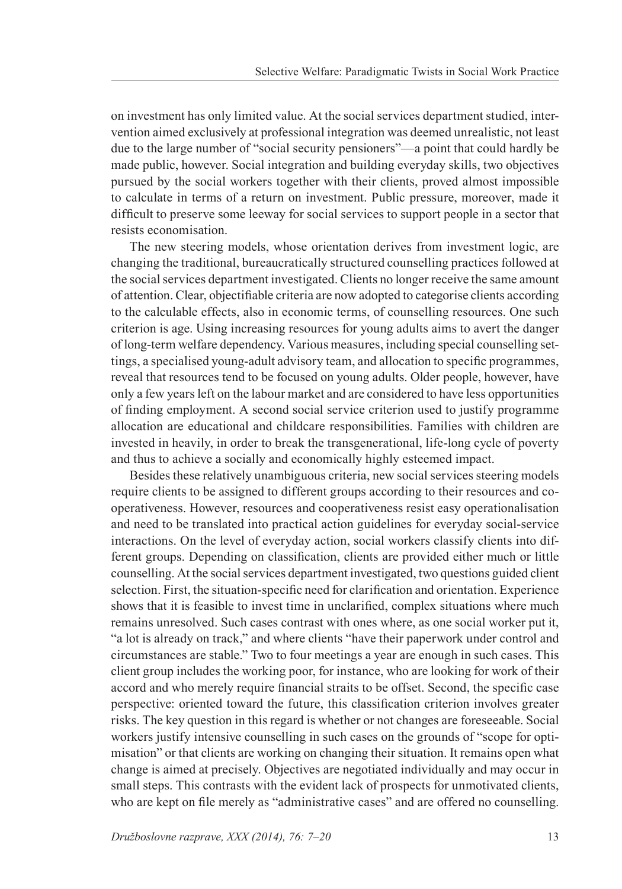on investment has only limited value. At the social services department studied, intervention aimed exclusively at professional integration was deemed unrealistic, not least due to the large number of "social security pensioners"—a point that could hardly be made public, however. Social integration and building everyday skills, two objectives pursued by the social workers together with their clients, proved almost impossible to calculate in terms of a return on investment. Public pressure, moreover, made it difficult to preserve some leeway for social services to support people in a sector that resists economisation.

The new steering models, whose orientation derives from investment logic, are changing the traditional, bureaucratically structured counselling practices followed at the social services department investigated. Clients no longer receive the same amount of attention. Clear, objectifiable criteria are now adopted to categorise clients according to the calculable effects, also in economic terms, of counselling resources. One such criterion is age. Using increasing resources for young adults aims to avert the danger of long-term welfare dependency. Various measures, including special counselling settings, a specialised young-adult advisory team, and allocation to specific programmes, reveal that resources tend to be focused on young adults. Older people, however, have only a few years left on the labour market and are considered to have less opportunities of finding employment. A second social service criterion used to justify programme allocation are educational and childcare responsibilities. Families with children are invested in heavily, in order to break the transgenerational, life-long cycle of poverty and thus to achieve a socially and economically highly esteemed impact.

Besides these relatively unambiguous criteria, new social services steering models require clients to be assigned to different groups according to their resources and cooperativeness. However, resources and cooperativeness resist easy operationalisation and need to be translated into practical action guidelines for everyday social-service interactions. On the level of everyday action, social workers classify clients into different groups. Depending on classification, clients are provided either much or little counselling. At the social services department investigated, two questions guided client selection. First, the situation-specific need for clarification and orientation. Experience shows that it is feasible to invest time in unclarified, complex situations where much remains unresolved. Such cases contrast with ones where, as one social worker put it, "a lot is already on track," and where clients "have their paperwork under control and circumstances are stable." Two to four meetings a year are enough in such cases. This client group includes the working poor, for instance, who are looking for work of their accord and who merely require financial straits to be offset. Second, the specific case perspective: oriented toward the future, this classification criterion involves greater risks. The key question in this regard is whether or not changes are foreseeable. Social workers justify intensive counselling in such cases on the grounds of "scope for optimisation" or that clients are working on changing their situation. It remains open what change is aimed at precisely. Objectives are negotiated individually and may occur in small steps. This contrasts with the evident lack of prospects for unmotivated clients, who are kept on file merely as "administrative cases" and are offered no counselling.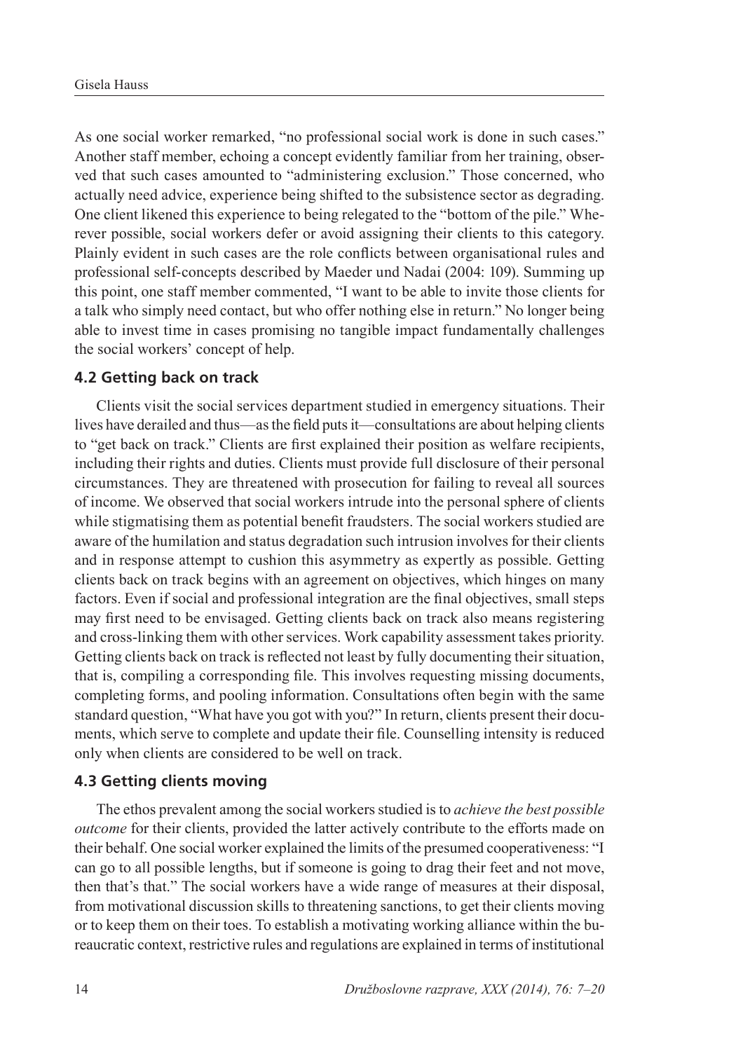As one social worker remarked, "no professional social work is done in such cases." Another staff member, echoing a concept evidently familiar from her training, observed that such cases amounted to "administering exclusion." Those concerned, who actually need advice, experience being shifted to the subsistence sector as degrading. One client likened this experience to being relegated to the "bottom of the pile." Wherever possible, social workers defer or avoid assigning their clients to this category. Plainly evident in such cases are the role conflicts between organisational rules and professional self-concepts described by Maeder und Nadai (2004: 109). Summing up this point, one staff member commented, "I want to be able to invite those clients for a talk who simply need contact, but who offer nothing else in return." No longer being able to invest time in cases promising no tangible impact fundamentally challenges the social workers' concept of help.

### 4.2 Getting back on track

Clients visit the social services department studied in emergency situations. Their lives have derailed and thus—as the field puts it—consultations are about helping clients to "get back on track." Clients are first explained their position as welfare recipients, including their rights and duties. Clients must provide full disclosure of their personal circumstances. They are threatened with prosecution for failing to reveal all sources of income. We observed that social workers intrude into the personal sphere of clients while stigmatising them as potential benefit fraudsters. The social workers studied are aware of the humilation and status degradation such intrusion involves for their clients and in response attempt to cushion this asymmetry as expertly as possible. Getting clients back on track begins with an agreement on objectives, which hinges on many factors. Even if social and professional integration are the final objectives, small steps may first need to be envisaged. Getting clients back on track also means registering and cross-linking them with other services. Work capability assessment takes priority. Getting clients back on track is reflected not least by fully documenting their situation, that is, compiling a corresponding file. This involves requesting missing documents, completing forms, and pooling information. Consultations often begin with the same standard question, "What have you got with you?" In return, clients present their documents, which serve to complete and update their file. Counselling intensity is reduced only when clients are considered to be well on track.

### 4.3 Getting clients moving

The ethos prevalent among the social workers studied is to *achieve the best possible outcome* for their clients, provided the latter actively contribute to the efforts made on their behalf. One social worker explained the limits of the presumed cooperativeness: "I can go to all possible lengths, but if someone is going to drag their feet and not move, then that's that." The social workers have a wide range of measures at their disposal, from motivational discussion skills to threatening sanctions, to get their clients moving or to keep them on their toes. To establish a motivating working alliance within the bureaucratic context, restrictive rules and regulations are explained in terms of institutional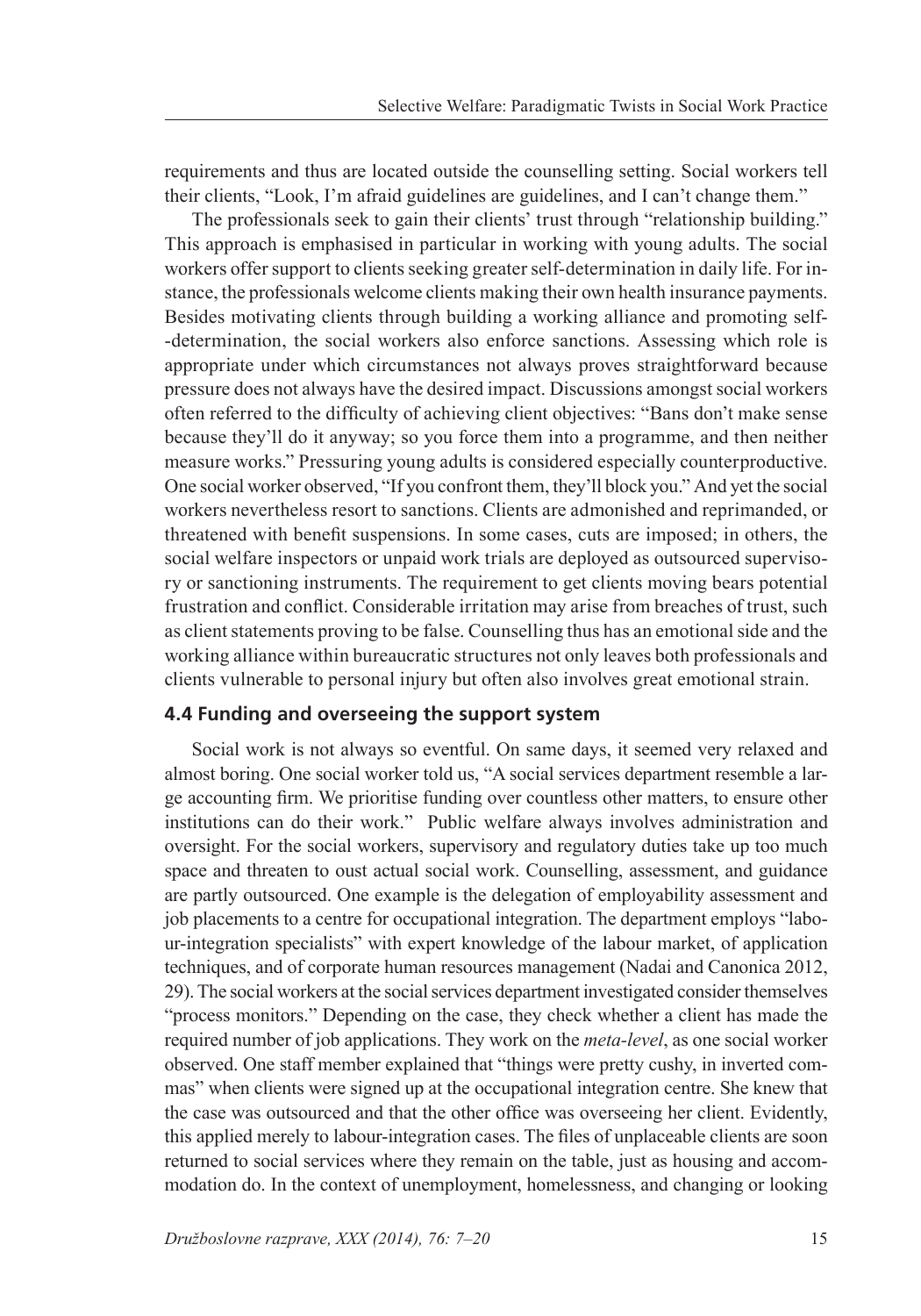requirements and thus are located outside the counselling setting. Social workers tell their clients, "Look, I'm afraid guidelines are guidelines, and I can't change them."

The professionals seek to gain their clients' trust through "relationship building." This approach is emphasised in particular in working with young adults. The social workers offer support to clients seeking greater self-determination in daily life. For instance, the professionals welcome clients making their own health insurance payments. Besides motivating clients through building a working alliance and promoting self--determination, the social workers also enforce sanctions. Assessing which role is appropriate under which circumstances not always proves straightforward because pressure does not always have the desired impact. Discussions amongst social workers often referred to the difficulty of achieving client objectives: "Bans don't make sense because they'll do it anyway; so you force them into a programme, and then neither measure works." Pressuring young adults is considered especially counterproductive. One social worker observed, "If you confront them, they'll block you." And yet the social workers nevertheless resort to sanctions. Clients are admonished and reprimanded, or threatened with benefit suspensions. In some cases, cuts are imposed; in others, the social welfare inspectors or unpaid work trials are deployed as outsourced supervisory or sanctioning instruments. The requirement to get clients moving bears potential frustration and conflict. Considerable irritation may arise from breaches of trust, such as client statements proving to be false. Counselling thus has an emotional side and the working alliance within bureaucratic structures not only leaves both professionals and clients vulnerable to personal injury but often also involves great emotional strain.

### 4.4 Funding and overseeing the support system

Social work is not always so eventful. On same days, it seemed very relaxed and almost boring. One social worker told us, "A social services department resemble a large accounting firm. We prioritise funding over countless other matters, to ensure other institutions can do their work." Public welfare always involves administration and oversight. For the social workers, supervisory and regulatory duties take up too much space and threaten to oust actual social work. Counselling, assessment, and guidance are partly outsourced. One example is the delegation of employability assessment and job placements to a centre for occupational integration. The department employs "labour-integration specialists" with expert knowledge of the labour market, of application techniques, and of corporate human resources management (Nadai and Canonica 2012, 29). The social workers at the social services department investigated consider themselves "process monitors." Depending on the case, they check whether a client has made the required number of job applications. They work on the *meta-level*, as one social worker observed. One staff member explained that "things were pretty cushy, in inverted commas" when clients were signed up at the occupational integration centre. She knew that the case was outsourced and that the other office was overseeing her client. Evidently, this applied merely to labour-integration cases. The files of unplaceable clients are soon returned to social services where they remain on the table, just as housing and accommodation do. In the context of unemployment, homelessness, and changing or looking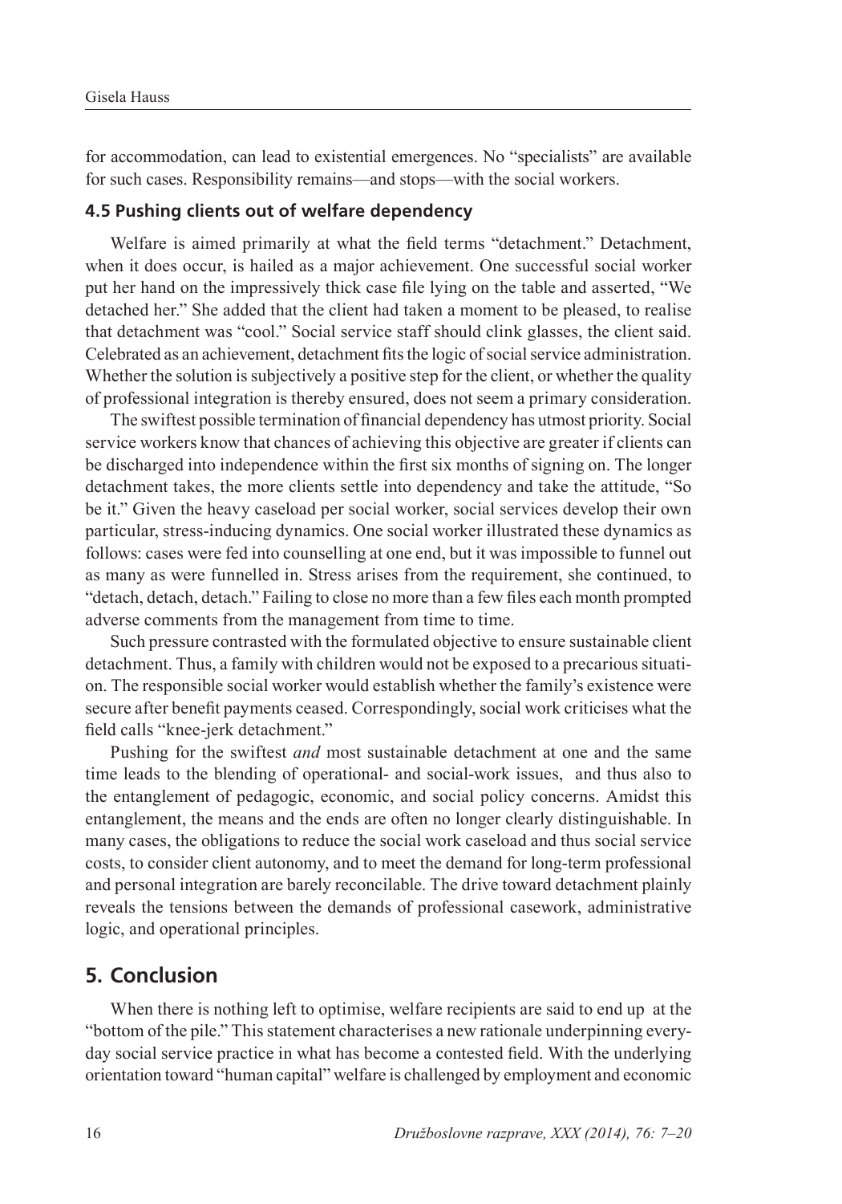for accommodation, can lead to existential emergences. No "specialists" are available for such cases. Responsibility remains—and stops—with the social workers.

### 4.5 Pushing clients out of welfare dependency

Welfare is aimed primarily at what the field terms "detachment." Detachment, when it does occur, is hailed as a major achievement. One successful social worker put her hand on the impressively thick case file lying on the table and asserted, "We detached her." She added that the client had taken a moment to be pleased, to realise that detachment was "cool." Social service staff should clink glasses, the client said. Celebrated as an achievement, detachment fits the logic of social service administration. Whether the solution is subjectively a positive step for the client, or whether the quality of professional integration is thereby ensured, does not seem a primary consideration.

The swiftest possible termination of financial dependency has utmost priority. Social service workers know that chances of achieving this objective are greater if clients can be discharged into independence within the first six months of signing on. The longer detachment takes, the more clients settle into dependency and take the attitude, "So be it." Given the heavy caseload per social worker, social services develop their own particular, stress-inducing dynamics. One social worker illustrated these dynamics as follows: cases were fed into counselling at one end, but it was impossible to funnel out as many as were funnelled in. Stress arises from the requirement, she continued, to "detach, detach, detach." Failing to close no more than a few files each month prompted adverse comments from the management from time to time.

Such pressure contrasted with the formulated objective to ensure sustainable client detachment. Thus, a family with children would not be exposed to a precarious situation. The responsible social worker would establish whether the family's existence were secure after benefit payments ceased. Correspondingly, social work criticises what the field calls "knee-jerk detachment."

Pushing for the swiftest *and* most sustainable detachment at one and the same time leads to the blending of operational- and social-work issues, and thus also to the entanglement of pedagogic, economic, and social policy concerns. Amidst this entanglement, the means and the ends are often no longer clearly distinguishable. In many cases, the obligations to reduce the social work caseload and thus social service costs, to consider client autonomy, and to meet the demand for long-term professional and personal integration are barely reconcilable. The drive toward detachment plainly reveals the tensions between the demands of professional casework, administrative logic, and operational principles.

## 5. Conclusion

When there is nothing left to optimise, welfare recipients are said to end up at the "bottom of the pile." This statement characterises a new rationale underpinning everyday social service practice in what has become a contested field. With the underlying orientation toward "human capital" welfare is challenged by employment and economic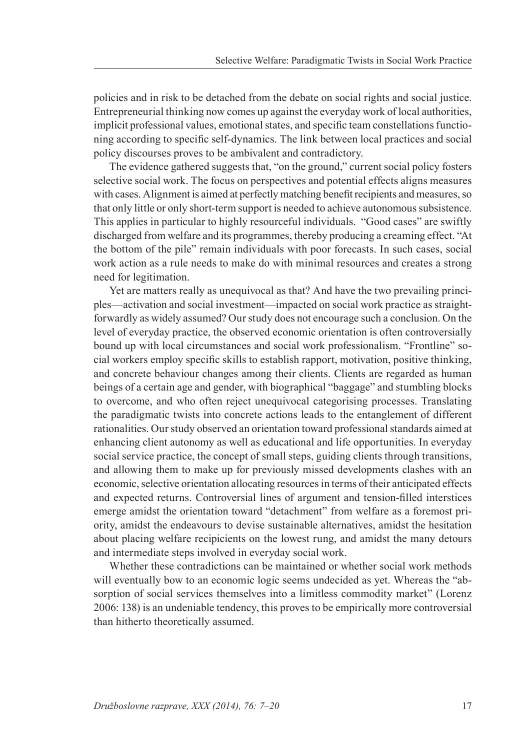policies and in risk to be detached from the debate on social rights and social justice. Entrepreneurial thinking now comes up against the everyday work of local authorities, implicit professional values, emotional states, and specific team constellations functioning according to specific self-dynamics. The link between local practices and social policy discourses proves to be ambivalent and contradictory.

The evidence gathered suggests that, "on the ground," current social policy fosters selective social work. The focus on perspectives and potential effects aligns measures with cases. Alignment is aimed at perfectly matching benefit recipients and measures, so that only little or only short-term support is needed to achieve autonomous subsistence. This applies in particular to highly resourceful individuals. "Good cases" are swiftly discharged from welfare and its programmes, thereby producing a creaming effect. "At the bottom of the pile" remain individuals with poor forecasts. In such cases, social work action as a rule needs to make do with minimal resources and creates a strong need for legitimation.

Yet are matters really as unequivocal as that? And have the two prevailing principles—activation and social investment—impacted on social work practice as straightforwardly as widely assumed? Our study does not encourage such a conclusion. On the level of everyday practice, the observed economic orientation is often controversially bound up with local circumstances and social work professionalism. "Frontline" social workers employ specific skills to establish rapport, motivation, positive thinking, and concrete behaviour changes among their clients. Clients are regarded as human beings of a certain age and gender, with biographical "baggage" and stumbling blocks to overcome, and who often reject unequivocal categorising processes. Translating the paradigmatic twists into concrete actions leads to the entanglement of different rationalities. Our study observed an orientation toward professional standards aimed at enhancing client autonomy as well as educational and life opportunities. In everyday social service practice, the concept of small steps, guiding clients through transitions, and allowing them to make up for previously missed developments clashes with an economic, selective orientation allocating resources in terms of their anticipated effects and expected returns. Controversial lines of argument and tension-filled interstices emerge amidst the orientation toward "detachment" from welfare as a foremost priority, amidst the endeavours to devise sustainable alternatives, amidst the hesitation about placing welfare recipicients on the lowest rung, and amidst the many detours and intermediate steps involved in everyday social work.

Whether these contradictions can be maintained or whether social work methods will eventually bow to an economic logic seems undecided as yet. Whereas the "absorption of social services themselves into a limitless commodity market" (Lorenz 2006: 138) is an undeniable tendency, this proves to be empirically more controversial than hitherto theoretically assumed.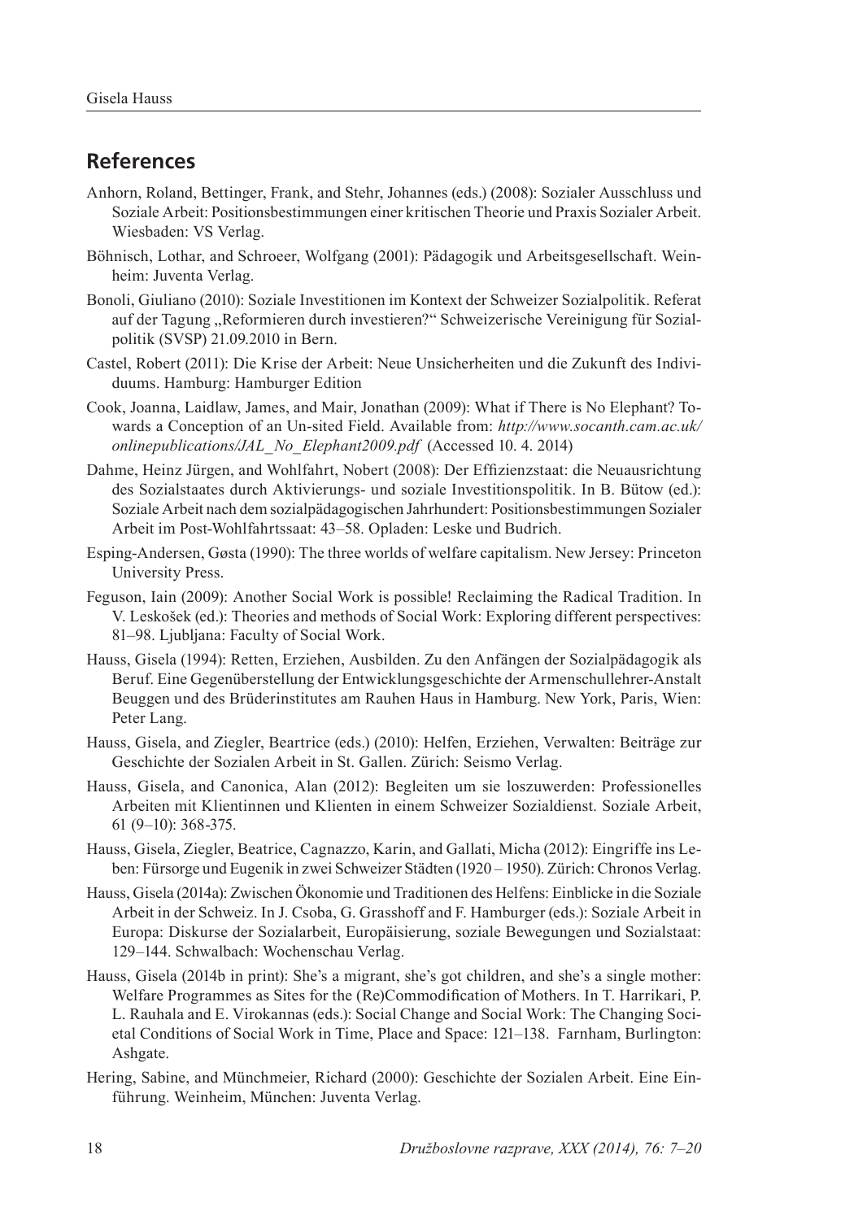## References

Anhorn, Roland, Bettinger, Frank, and Stehr, Johannes (eds.) (2008): Sozialer Ausschluss und Soziale Arbeit: Positionsbestimmungen einer kritischen Theorie und Praxis Sozialer Arbeit. Wiesbaden: VS Verlag.

Böhnisch, Lothar, and Schroeer, Wolfgang (2001): Pädagogik und Arbeitsgesellschaft. Weinheim: Juventa Verlag.

Bonoli, Giuliano (2010): Soziale Investitionen im Kontext der Schweizer Sozialpolitik. Referat auf der Tagung „Reformieren durch investieren?" Schweizerische Vereinigung für Sozialpolitik (SVSP) 21.09.2010 in Bern.

Castel, Robert (2011): Die Krise der Arbeit: Neue Unsicherheiten und die Zukunft des Individuums. Hamburg: Hamburger Edition

Cook, Joanna, Laidlaw, James, and Mair, Jonathan (2009): What if There is No Elephant? Towards a Conception of an Un-sited Field. Available from: *http://www.socanth.cam.ac.uk/onlinepublications/JAL_No_Elephant2009.pdf* (Accessed 10. 4. 2014)

Dahme, Heinz Jürgen, and Wohlfahrt, Nobert (2008): Der Effizienzstaat: die Neuausrichtung des Sozialstaates durch Aktivierungs- und soziale Investitionspolitik. In B. Bütow (ed.): Soziale Arbeit nach dem sozialpädagogischen Jahrhundert: Positionsbestimmungen Sozialer Arbeit im Post-Wohlfahrtssaat: 43–58. Opladen: Leske und Budrich.

Esping-Andersen, Gøsta (1990): The three worlds of welfare capitalism. New Jersey: Princeton University Press.

Feguson, Iain (2009): Another Social Work is possible! Reclaiming the Radical Tradition. In V. Leskošek (ed.): Theories and methods of Social Work: Exploring different perspectives: 81–98. Ljubljana: Faculty of Social Work.

Hauss, Gisela (1994): Retten, Erziehen, Ausbilden. Zu den Anfängen der Sozialpädagogik als Beruf. Eine Gegenüberstellung der Entwicklungsgeschichte der Armenschullehrer-Anstalt Beuggen und des Brüderinstitutes am Rauhen Haus in Hamburg. New York, Paris, Wien: Peter Lang.

Hauss, Gisela, and Ziegler, Beartrice (eds.) (2010): Helfen, Erziehen, Verwalten: Beiträge zur Geschichte der Sozialen Arbeit in St. Gallen. Zürich: Seismo Verlag.

Hauss, Gisela, and Canonica, Alan (2012): Begleiten um sie loszuwerden: Professionelles Arbeiten mit Klientinnen und Klienten in einem Schweizer Sozialdienst. Soziale Arbeit, 61 (9–10): 368-375.

Hauss, Gisela, Ziegler, Beatrice, Cagnazzo, Karin, and Gallati, Micha (2012): Eingriffe ins Leben: Fürsorge und Eugenik in zwei Schweizer Städten (1920 – 1950). Zürich: Chronos Verlag.

Hauss, Gisela (2014a): Zwischen Ökonomie und Traditionen des Helfens: Einblicke in die Soziale Arbeit in der Schweiz. In J. Csoba, G. Grasshoff and F. Hamburger (eds.): Soziale Arbeit in Europa: Diskurse der Sozialarbeit, Europäisierung, soziale Bewegungen und Sozialstaat: 129–144. Schwalbach: Wochenschau Verlag.

Hauss, Gisela (2014b in print): She's a migrant, she's got children, and she's a single mother: Welfare Programmes as Sites for the (Re)Commodification of Mothers. In T. Harrikari, P. L. Rauhala and E. Virokannas (eds.): Social Change and Social Work: The Changing Societal Conditions of Social Work in Time, Place and Space: 121–138. Farnham, Burlington: Ashgate.

Hering, Sabine, and Münchmeier, Richard (2000): Geschichte der Sozialen Arbeit. Eine Einführung. Weinheim, München: Juventa Verlag.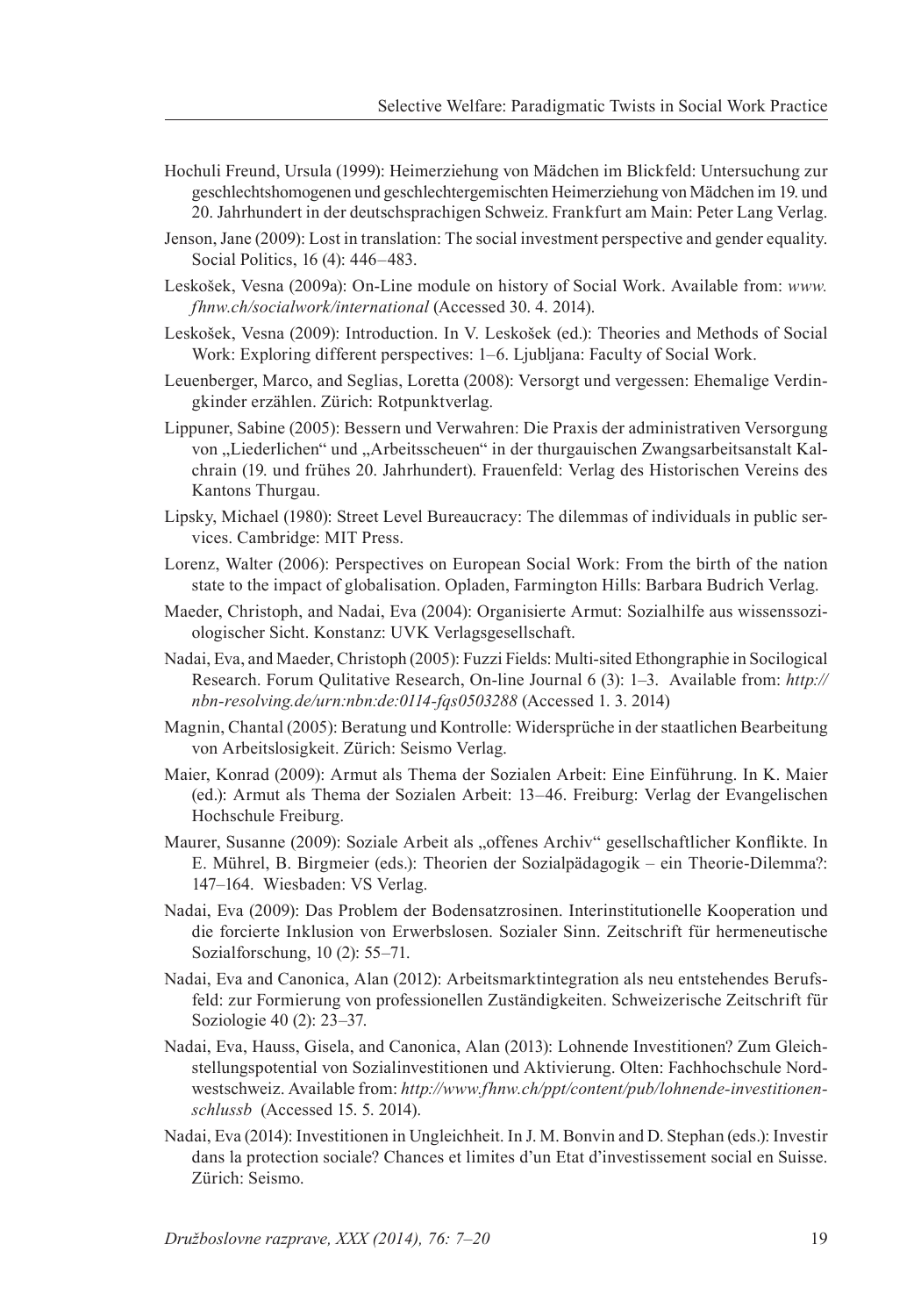Hochuli Freund, Ursula (1999): Heimerziehung von Mädchen im Blickfeld: Untersuchung zur geschlechtshomogenen und geschlechtergemischten Heimerziehung von Mädchen im 19. und 20. Jahrhundert in der deutschsprachigen Schweiz. Frankfurt am Main: Peter Lang Verlag.

Jenson, Jane (2009): Lost in translation: The social investment perspective and gender equality. Social Politics, 16 (4): 446–483.

Leskošek, Vesna (2009a): On-Line module on history of Social Work. Available from: *www.fhnw.ch/socialwork/international* (Accessed 30. 4. 2014).

Leskošek, Vesna (2009): Introduction. In V. Leskošek (ed.): Theories and Methods of Social Work: Exploring different perspectives: 1–6. Ljubljana: Faculty of Social Work.

Leuenberger, Marco, and Seglias, Loretta (2008): Versorgt und vergessen: Ehemalige Verdingkinder erzählen. Zürich: Rotpunktverlag.

Lippuner, Sabine (2005): Bessern und Verwahren: Die Praxis der administrativen Versorgung von „Liederlichen" und „Arbeitsscheuen" in der thurgauischen Zwangsarbeitsanstalt Kalchrain (19. und frühes 20. Jahrhundert). Frauenfeld: Verlag des Historischen Vereins des Kantons Thurgau.

Lipsky, Michael (1980): Street Level Bureaucracy: The dilemmas of individuals in public services. Cambridge: MIT Press.

Lorenz, Walter (2006): Perspectives on European Social Work: From the birth of the nation state to the impact of globalisation. Opladen, Farmington Hills: Barbara Budrich Verlag.

Maeder, Christoph, and Nadai, Eva (2004): Organisierte Armut: Sozialhilfe aus wissenssoziologischer Sicht. Konstanz: UVK Verlagsgesellschaft.

Nadai, Eva, and Maeder, Christoph (2005): Fuzzi Fields: Multi-sited Ethongraphie in Socilogical Research. Forum Qulitative Research, On-line Journal 6 (3): 1–3. Available from: *http://nbn-resolving.de/urn:nbn:de:0114-fqs0503288* (Accessed 1. 3. 2014)

Magnin, Chantal (2005): Beratung und Kontrolle: Widersprüche in der staatlichen Bearbeitung von Arbeitslosigkeit. Zürich: Seismo Verlag.

Maier, Konrad (2009): Armut als Thema der Sozialen Arbeit: Eine Einführung. In K. Maier (ed.): Armut als Thema der Sozialen Arbeit: 13–46. Freiburg: Verlag der Evangelischen Hochschule Freiburg.

Maurer, Susanne (2009): Soziale Arbeit als „offenes Archiv" gesellschaftlicher Konflikte. In E. Mührel, B. Birgmeier (eds.): Theorien der Sozialpädagogik – ein Theorie-Dilemma?: 147–164. Wiesbaden: VS Verlag.

Nadai, Eva (2009): Das Problem der Bodensatzrosinen. Interinstitutionelle Kooperation und die forcierte Inklusion von Erwerbslosen. Sozialer Sinn. Zeitschrift für hermeneutische Sozialforschung, 10 (2): 55–71.

Nadai, Eva and Canonica, Alan (2012): Arbeitsmarktintegration als neu entstehendes Berufsfeld: zur Formierung von professionellen Zuständigkeiten. Schweizerische Zeitschrift für Soziologie 40 (2): 23–37.

Nadai, Eva, Hauss, Gisela, and Canonica, Alan (2013): Lohnende Investitionen? Zum Gleichstellungspotential von Sozialinvestitionen und Aktivierung. Olten: Fachhochschule Nordwestschweiz. Available from: *http://www.fhnw.ch/ppt/content/pub/lohnende-investitionen-schlussb* (Accessed 15. 5. 2014).

Nadai, Eva (2014): Investitionen in Ungleichheit. In J. M. Bonvin and D. Stephan (eds.): Investir dans la protection sociale? Chances et limites d'un Etat d'investissement social en Suisse. Zürich: Seismo.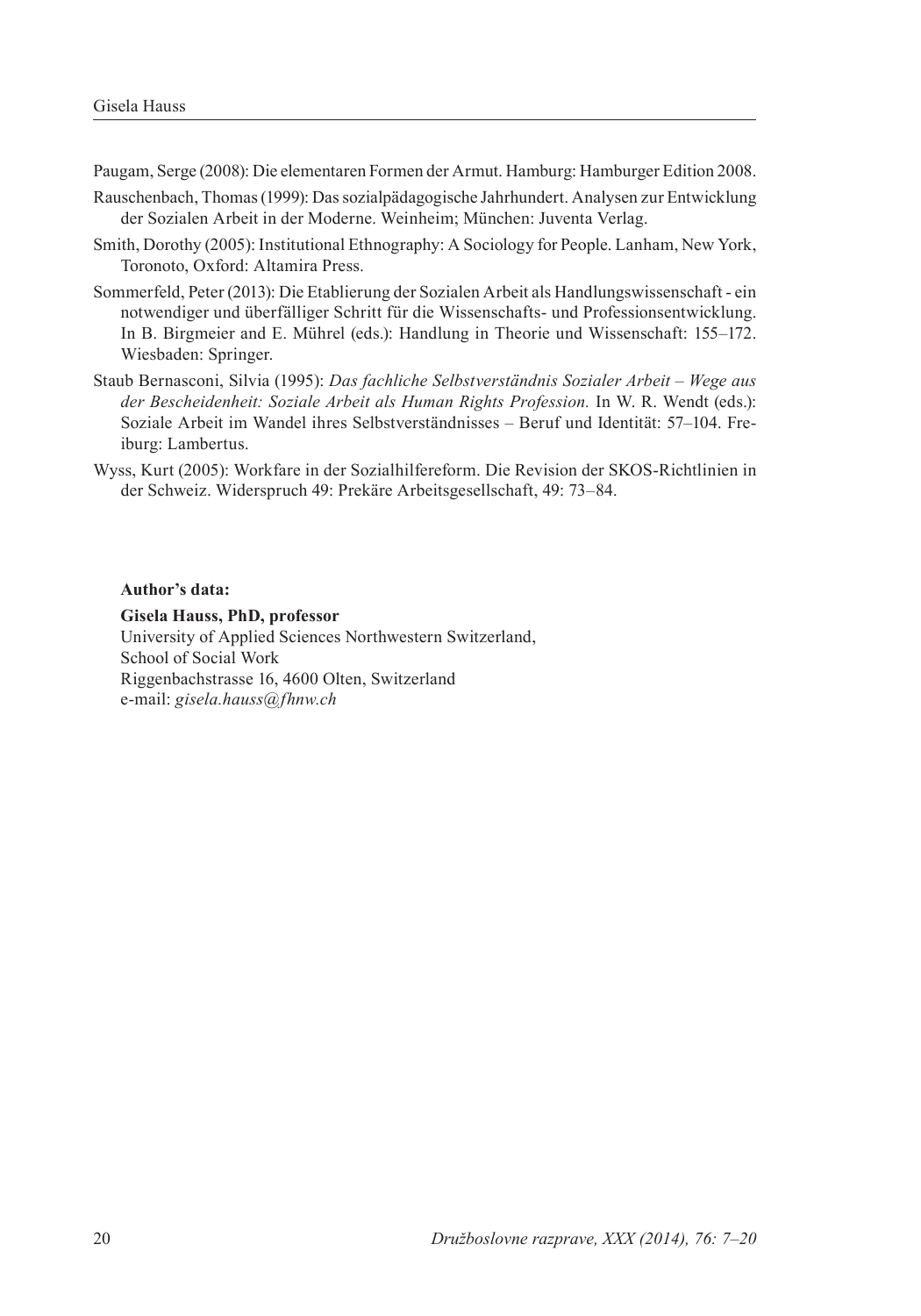Paugam, Serge (2008): Die elementaren Formen der Armut. Hamburg: Hamburger Edition 2008.

Rauschenbach, Thomas (1999): Das sozialpädagogische Jahrhundert. Analysen zur Entwicklung der Sozialen Arbeit in der Moderne. Weinheim; München: Juventa Verlag.

Smith, Dorothy (2005): Institutional Ethnography: A Sociology for People. Lanham, New York, Toronoto, Oxford: Altamira Press.

Sommerfeld, Peter (2013): Die Etablierung der Sozialen Arbeit als Handlungswissenschaft - ein notwendiger und überfälliger Schritt für die Wissenschafts- und Professionsentwicklung. In B. Birgmeier and E. Mührel (eds.): Handlung in Theorie und Wissenschaft: 155–172. Wiesbaden: Springer.

Staub Bernasconi, Silvia (1995): *Das fachliche Selbstverständnis Sozialer Arbeit – Wege aus der Bescheidenheit: Soziale Arbeit als Human Rights Profession.* In W. R. Wendt (eds.): Soziale Arbeit im Wandel ihres Selbstverständnisses – Beruf und Identität: 57–104. Freiburg: Lambertus.

Wyss, Kurt (2005): Workfare in der Sozialhilfereform. Die Revision der SKOS-Richtlinien in der Schweiz. Widerspruch 49: Prekäre Arbeitsgesellschaft, 49: 73–84.

**Author's data:**

**Gisela Hauss, PhD, professor**
University of Applied Sciences Northwestern Switzerland,
School of Social Work
Riggenbachstrasse 16, 4600 Olten, Switzerland
e-mail: *gisela.hauss@fhnw.ch*